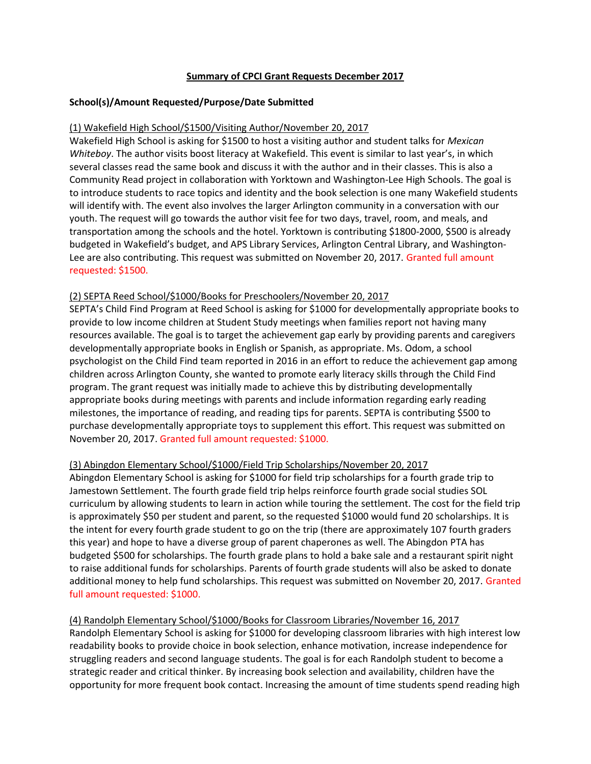# Summary of CPCI Grant Requests December 2017

**School(s)/Amount Requested/Purpose/Date Submitted**

(1) Wakefield High School/$1500/Visiting Author/November 20, 2017

Wakefield High School is asking for $1500 to host a visiting author and student talks for *Mexican Whiteboy*. The author visits boost literacy at Wakefield. This event is similar to last year's, in which several classes read the same book and discuss it with the author and in their classes. This is also a Community Read project in collaboration with Yorktown and Washington-Lee High Schools. The goal is to introduce students to race topics and identity and the book selection is one many Wakefield students will identify with. The event also involves the larger Arlington community in a conversation with our youth. The request will go towards the author visit fee for two days, travel, room, and meals, and transportation among the schools and the hotel. Yorktown is contributing $1800-2000, $500 is already budgeted in Wakefield's budget, and APS Library Services, Arlington Central Library, and Washington-Lee are also contributing. This request was submitted on November 20, 2017. Granted full amount requested: $1500.

(2) SEPTA Reed School/$1000/Books for Preschoolers/November 20, 2017

SEPTA's Child Find Program at Reed School is asking for $1000 for developmentally appropriate books to provide to low income children at Student Study meetings when families report not having many resources available. The goal is to target the achievement gap early by providing parents and caregivers developmentally appropriate books in English or Spanish, as appropriate. Ms. Odom, a school psychologist on the Child Find team reported in 2016 in an effort to reduce the achievement gap among children across Arlington County, she wanted to promote early literacy skills through the Child Find program. The grant request was initially made to achieve this by distributing developmentally appropriate books during meetings with parents and include information regarding early reading milestones, the importance of reading, and reading tips for parents. SEPTA is contributing $500 to purchase developmentally appropriate toys to supplement this effort. This request was submitted on November 20, 2017. Granted full amount requested: $1000.

(3) Abingdon Elementary School/$1000/Field Trip Scholarships/November 20, 2017

Abingdon Elementary School is asking for $1000 for field trip scholarships for a fourth grade trip to Jamestown Settlement. The fourth grade field trip helps reinforce fourth grade social studies SOL curriculum by allowing students to learn in action while touring the settlement. The cost for the field trip is approximately $50 per student and parent, so the requested $1000 would fund 20 scholarships. It is the intent for every fourth grade student to go on the trip (there are approximately 107 fourth graders this year) and hope to have a diverse group of parent chaperones as well. The Abingdon PTA has budgeted $500 for scholarships. The fourth grade plans to hold a bake sale and a restaurant spirit night to raise additional funds for scholarships. Parents of fourth grade students will also be asked to donate additional money to help fund scholarships. This request was submitted on November 20, 2017. Granted full amount requested: $1000.

(4) Randolph Elementary School/$1000/Books for Classroom Libraries/November 16, 2017

Randolph Elementary School is asking for $1000 for developing classroom libraries with high interest low readability books to provide choice in book selection, enhance motivation, increase independence for struggling readers and second language students. The goal is for each Randolph student to become a strategic reader and critical thinker. By increasing book selection and availability, children have the opportunity for more frequent book contact. Increasing the amount of time students spend reading high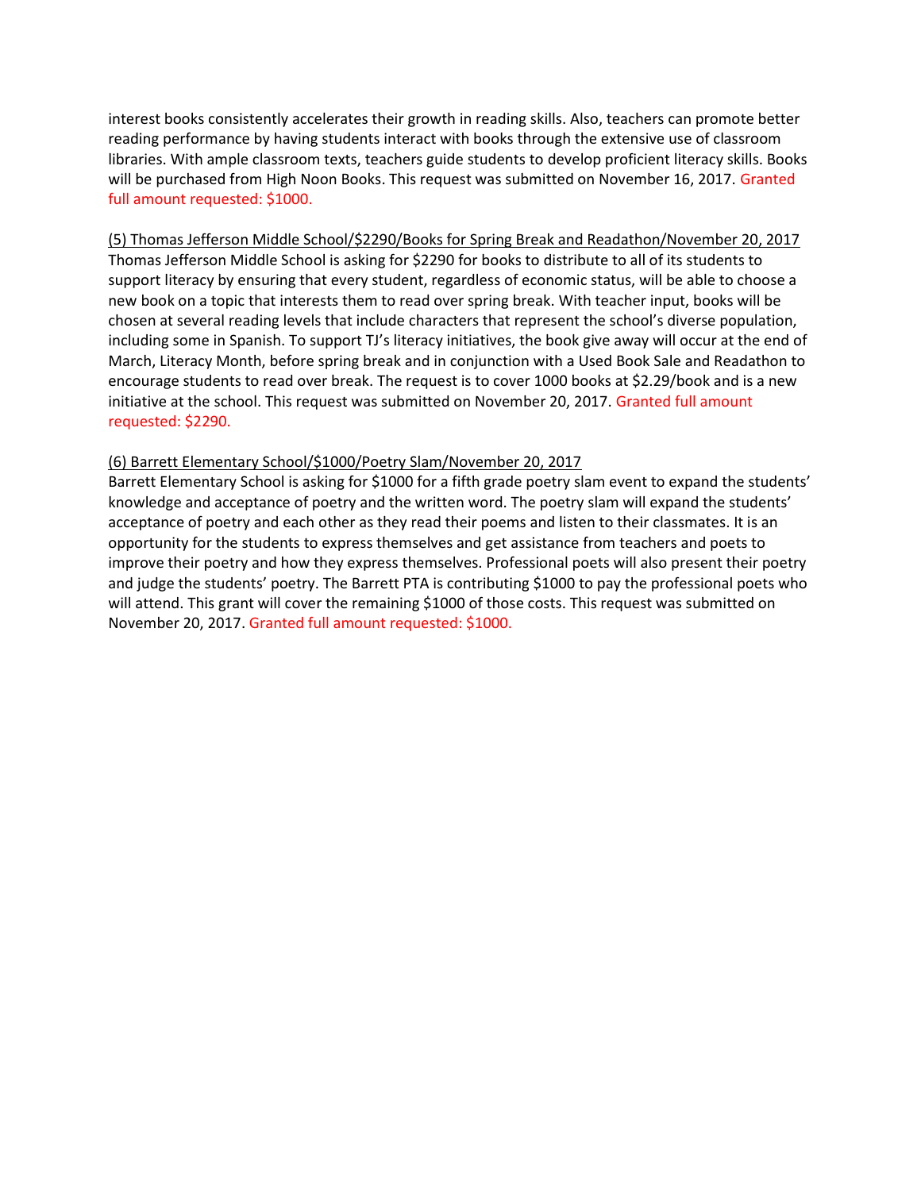interest books consistently accelerates their growth in reading skills. Also, teachers can promote better reading performance by having students interact with books through the extensive use of classroom libraries. With ample classroom texts, teachers guide students to develop proficient literacy skills. Books will be purchased from High Noon Books. This request was submitted on November 16, 2017. Granted full amount requested: $1000.

(5) Thomas Jefferson Middle School/$2290/Books for Spring Break and Readathon/November 20, 2017

Thomas Jefferson Middle School is asking for $2290 for books to distribute to all of its students to support literacy by ensuring that every student, regardless of economic status, will be able to choose a new book on a topic that interests them to read over spring break. With teacher input, books will be chosen at several reading levels that include characters that represent the school's diverse population, including some in Spanish. To support TJ's literacy initiatives, the book give away will occur at the end of March, Literacy Month, before spring break and in conjunction with a Used Book Sale and Readathon to encourage students to read over break. The request is to cover 1000 books at $2.29/book and is a new initiative at the school. This request was submitted on November 20, 2017. Granted full amount requested: $2290.

(6) Barrett Elementary School/$1000/Poetry Slam/November 20, 2017

Barrett Elementary School is asking for $1000 for a fifth grade poetry slam event to expand the students' knowledge and acceptance of poetry and the written word. The poetry slam will expand the students' acceptance of poetry and each other as they read their poems and listen to their classmates. It is an opportunity for the students to express themselves and get assistance from teachers and poets to improve their poetry and how they express themselves. Professional poets will also present their poetry and judge the students' poetry. The Barrett PTA is contributing $1000 to pay the professional poets who will attend. This grant will cover the remaining $1000 of those costs. This request was submitted on November 20, 2017. Granted full amount requested: $1000.